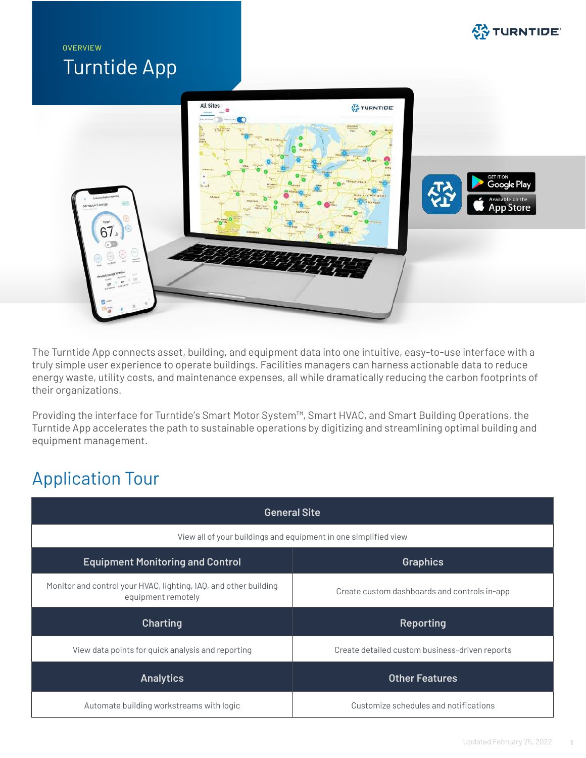OVERVIEW

# Turntide App

The Turntide App connects asset, building, and equipment data into one intuitive, easy-to-use interface with a truly simple user experience to operate buildings. Facilities managers can harness actionable data to reduce energy waste, utility costs, and maintenance expenses, all while dramatically reducing the carbon footprints of their organizations.

Providing the interface for Turntide's Smart Motor System™, Smart HVAC, and Smart Building Operations, the Turntide App accelerates the path to sustainable operations by digitizing and streamlining optimal building and equipment management.

## Application Tour

| General Site | |
|---|---|
| View all of your buildings and equipment in one simplified view | |
| **Equipment Monitoring and Control** | **Graphics** |
| Monitor and control your HVAC, lighting, IAQ, and other building equipment remotely | Create custom dashboards and controls in-app |
| **Charting** | **Reporting** |
| View data points for quick analysis and reporting | Create detailed custom business-driven reports |
| **Analytics** | **Other Features** |
| Automate building workstreams with logic | Customize schedules and notifications |

Updated February 25, 2022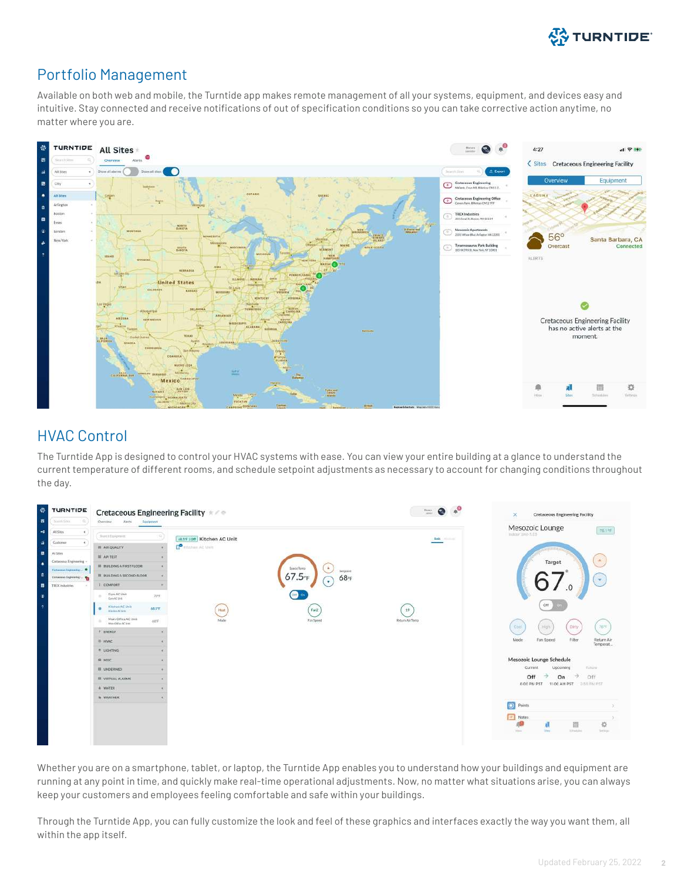## Portfolio Management

Available on both web and mobile, the Turntide app makes remote management of all your systems, equipment, and devices easy and intuitive. Stay connected and receive notifications of out of specification conditions so you can take corrective action anytime, no matter where you are.

## HVAC Control

The Turntide App is designed to control your HVAC systems with ease. You can view your entire building at a glance to understand the current temperature of different rooms, and schedule setpoint adjustments as necessary to account for changing conditions throughout the day.

Whether you are on a smartphone, tablet, or laptop, the Turntide App enables you to understand how your buildings and equipment are running at any point in time, and quickly make real-time operational adjustments. Now, no matter what situations arise, you can always keep your customers and employees feeling comfortable and safe within your buildings.

Through the Turntide App, you can fully customize the look and feel of these graphics and interfaces exactly the way you want them, all within the app itself.

Updated February 25, 2022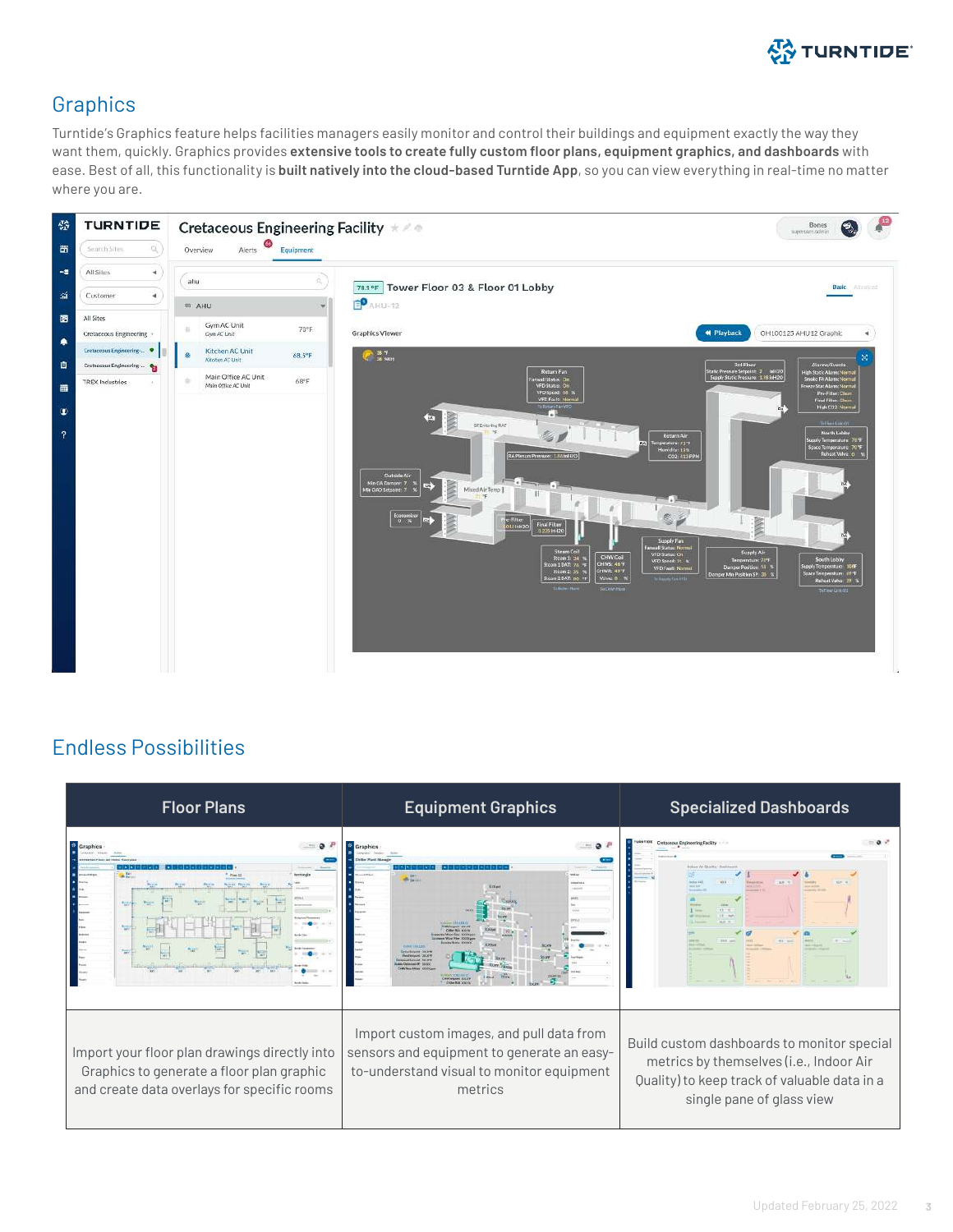## Graphics

Turntide's Graphics feature helps facilities managers easily monitor and control their buildings and equipment exactly the way they want them, quickly. Graphics provides **extensive tools to create fully custom floor plans, equipment graphics, and dashboards** with ease. Best of all, this functionality is **built natively into the cloud-based Turntide App**, so you can view everything in real-time no matter where you are.

## Endless Possibilities

| Floor Plans | Equipment Graphics | Specialized Dashboards |
| --- | --- | --- |
| Import your floor plan drawings directly into Graphics to generate a floor plan graphic and create data overlays for specific rooms | Import custom images, and pull data from sensors and equipment to generate an easy-to-understand visual to monitor equipment metrics | Build custom dashboards to monitor special metrics by themselves (i.e., Indoor Air Quality) to keep track of valuable data in a single pane of glass view |

Updated February 25, 2022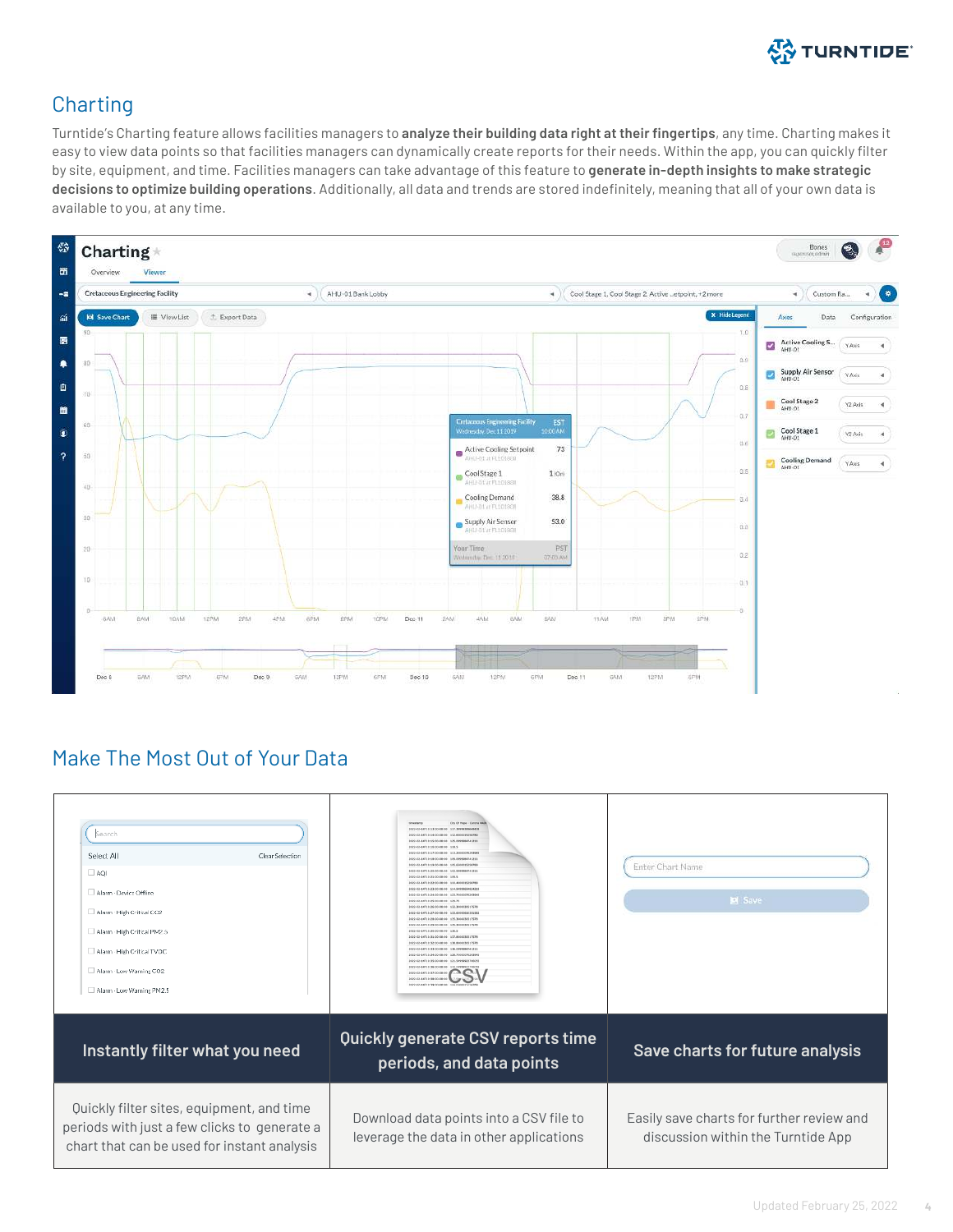## Charting

Turntide's Charting feature allows facilities managers to **analyze their building data right at their fingertips**, any time. Charting makes it easy to view data points so that facilities managers can dynamically create reports for their needs. Within the app, you can quickly filter by site, equipment, and time. Facilities managers can take advantage of this feature to **generate in-depth insights to make strategic decisions to optimize building operations**. Additionally, all data and trends are stored indefinitely, meaning that all of your own data is available to you, at any time.

## Make The Most Out of Your Data

| Instantly filter what you need | Quickly generate CSV reports time periods, and data points | Save charts for future analysis |
|---|---|---|
| Quickly filter sites, equipment, and time periods with just a few clicks to generate a chart that can be used for instant analysis | Download data points into a CSV file to leverage the data in other applications | Easily save charts for further review and discussion within the Turntide App |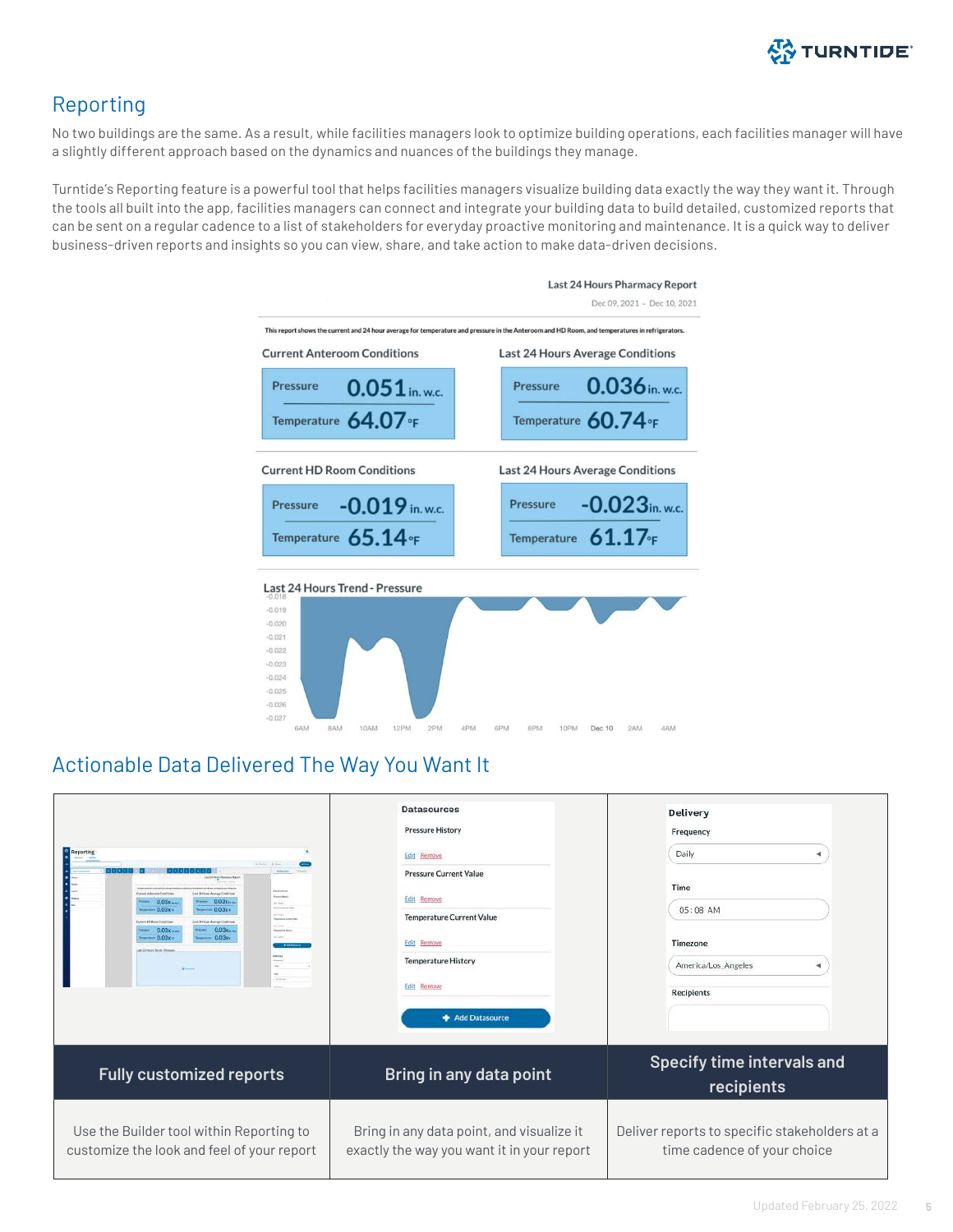## Reporting

No two buildings are the same. As a result, while facilities managers look to optimize building operations, each facilities manager will have a slightly different approach based on the dynamics and nuances of the buildings they manage.

Turntide's Reporting feature is a powerful tool that helps facilities managers visualize building data exactly the way they want it. Through the tools all built into the app, facilities managers can connect and integrate your building data to build detailed, customized reports that can be sent on a regular cadence to a list of stakeholders for everyday proactive monitoring and maintenance. It is a quick way to deliver business-driven reports and insights so you can view, share, and take action to make data-driven decisions.

**Last 24 Hours Pharmacy Report**

Dec 09, 2021 - Dec 10, 2021

This report shows the current and 24 hour average for temperature and pressure in the Anteroom and HD Room, and temperatures in refrigerators.

| Current Anteroom Conditions | | Last 24 Hours Average Conditions | |
|---|---|---|---|
| Pressure | 0.051 in. w.c. | Pressure | 0.036 in. w.c. |
| Temperature | 64.07 °F | Temperature | 60.74 °F |

| Current HD Room Conditions | | Last 24 Hours Average Conditions | |
|---|---|---|---|
| Pressure | -0.019 in. w.c. | Pressure | -0.023 in. w.c. |
| Temperature | 65.14 °F | Temperature | 61.17 °F |

**Last 24 Hours Trend - Pressure**

## Actionable Data Delivered The Way You Want It

| Fully customized reports | Bring in any data point | Specify time intervals and recipients |
|---|---|---|
| Use the Builder tool within Reporting to customize the look and feel of your report | Bring in any data point, and visualize it exactly the way you want it in your report | Deliver reports to specific stakeholders at a time cadence of your choice |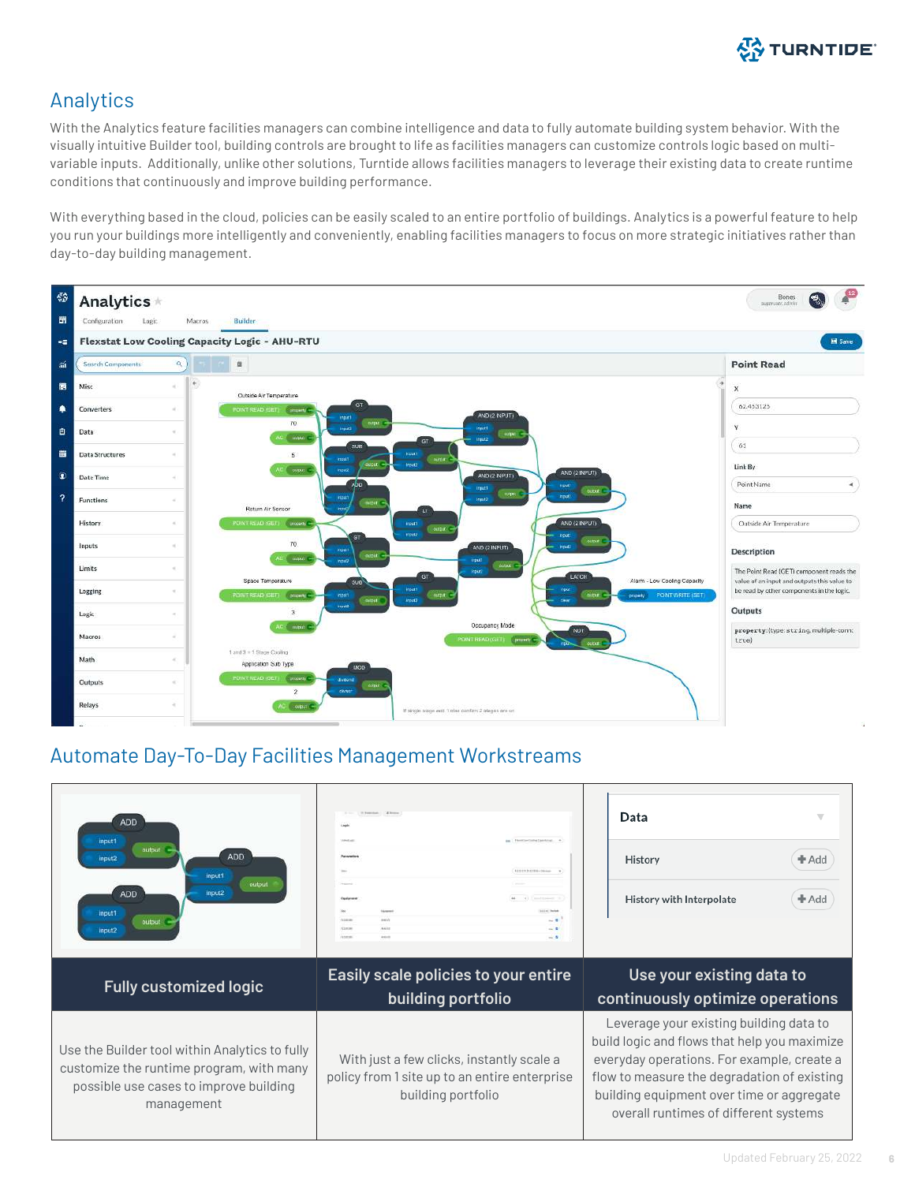## Analytics

With the Analytics feature facilities managers can combine intelligence and data to fully automate building system behavior. With the visually intuitive Builder tool, building controls are brought to life as facilities managers can customize controls logic based on multi-variable inputs. Additionally, unlike other solutions, Turntide allows facilities managers to leverage their existing data to create runtime conditions that continuously and improve building performance.

With everything based in the cloud, policies can be easily scaled to an entire portfolio of buildings. Analytics is a powerful feature to help you run your buildings more intelligently and conveniently, enabling facilities managers to focus on more strategic initiatives rather than day-to-day building management.

## Automate Day-To-Day Facilities Management Workstreams

| Fully customized logic | Easily scale policies to your entire building portfolio | Use your existing data to continuously optimize operations |
| --- | --- | --- |
| Use the Builder tool within Analytics to fully customize the runtime program, with many possible use cases to improve building management | With just a few clicks, instantly scale a policy from 1 site up to an entire enterprise building portfolio | Leverage your existing building data to build logic and flows that help you maximize everyday operations. For example, create a flow to measure the degradation of existing building equipment over time or aggregate overall runtimes of different systems |

Updated February 25, 2022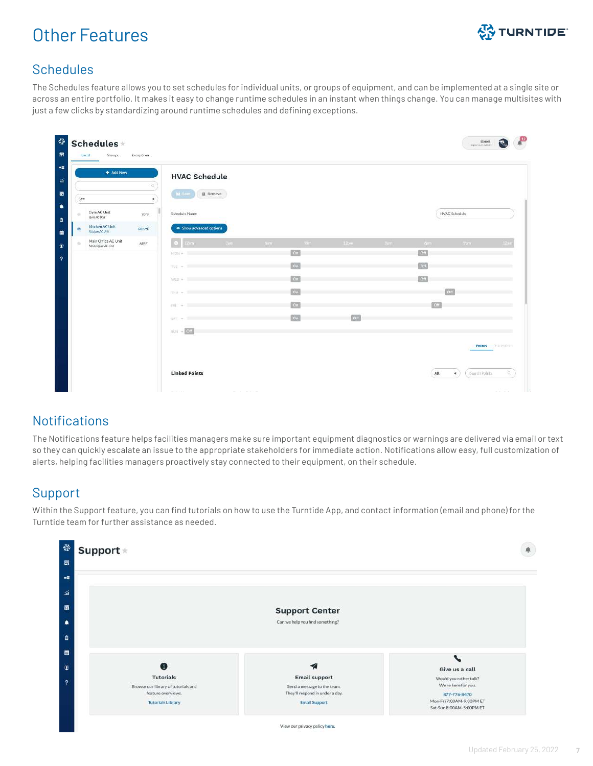# Other Features

## Schedules

The Schedules feature allows you to set schedules for individual units, or groups of equipment, and can be implemented at a single site or across an entire portfolio. It makes it easy to change runtime schedules in an instant when things change. You can manage multisites with just a few clicks by standardizing around runtime schedules and defining exceptions.

## Notifications

The Notifications feature helps facilities managers make sure important equipment diagnostics or warnings are delivered via email or text so they can quickly escalate an issue to the appropriate stakeholders for immediate action. Notifications allow easy, full customization of alerts, helping facilities managers proactively stay connected to their equipment, on their schedule.

## Support

Within the Support feature, you can find tutorials on how to use the Turntide App, and contact information (email and phone) for the Turntide team for further assistance as needed.

Updated February 25, 2022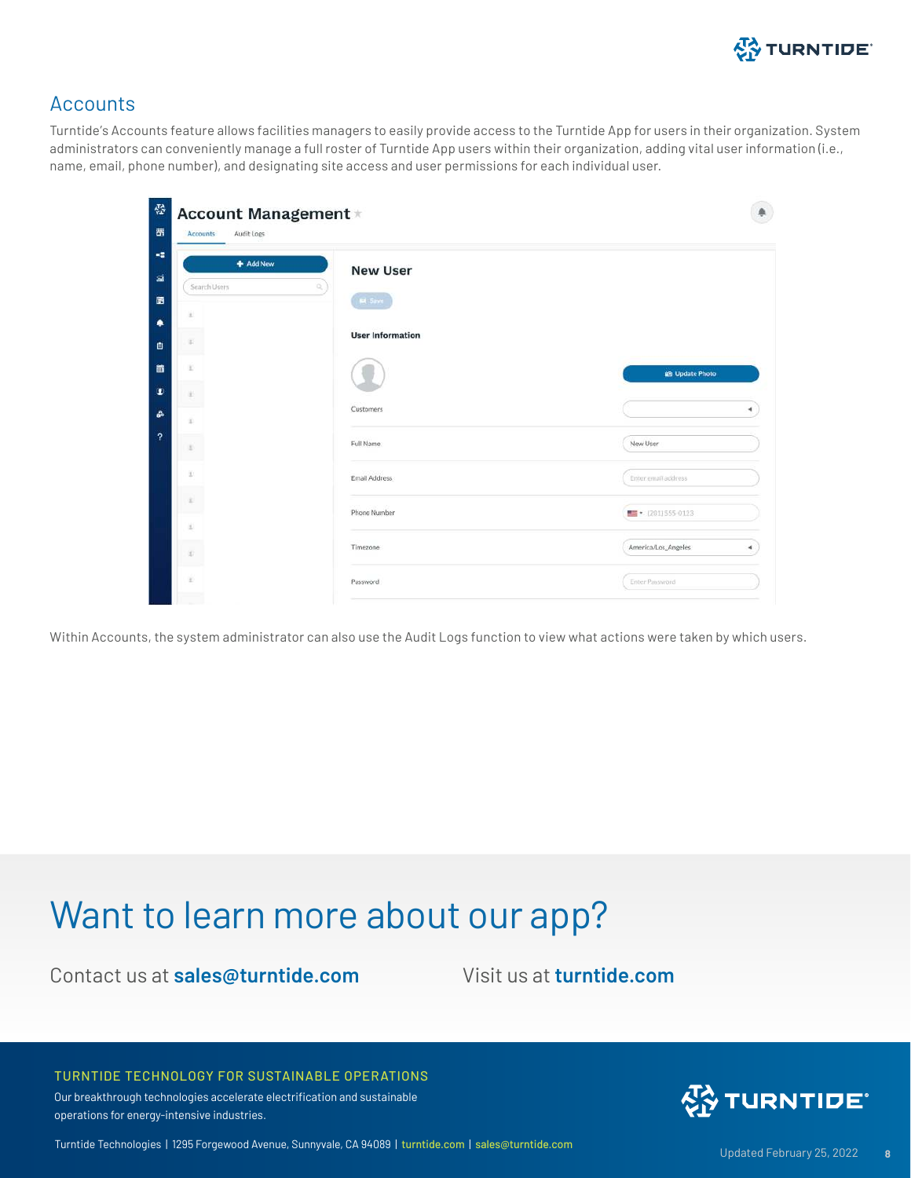## Accounts

Turntide's Accounts feature allows facilities managers to easily provide access to the Turntide App for users in their organization. System administrators can conveniently manage a full roster of Turntide App users within their organization, adding vital user information (i.e., name, email, phone number), and designating site access and user permissions for each individual user.

Within Accounts, the system administrator can also use the Audit Logs function to view what actions were taken by which users.

# Want to learn more about our app?

Contact us at **sales@turntide.com**

Visit us at **turntide.com**

TURNTIDE TECHNOLOGY FOR SUSTAINABLE OPERATIONS

Our breakthrough technologies accelerate electrification and sustainable operations for energy-intensive industries.

Turntide Technologies | 1295 Forgewood Avenue, Sunnyvale, CA 94089 | turntide.com | sales@turntide.com

Updated February 25, 2022